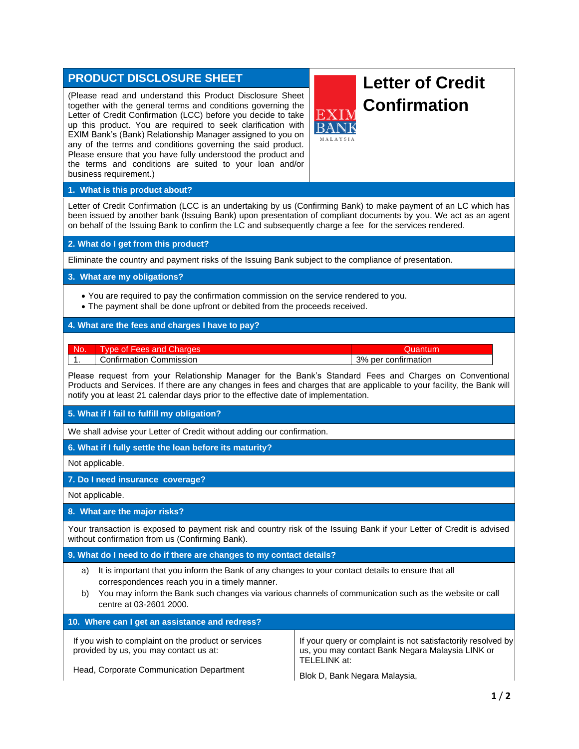# PRODUCT DISCLOSURE SHEET

(Please read and understand this Product Disclosure Sheet together with the general terms and conditions governing the Letter of Credit Confirmation (LCC) before you decide to take up this product. You are required to seek clarification with EXIM Bank's (Bank) Relationship Manager assigned to you on any of the terms and conditions governing the said product. Please ensure that you have fully understood the product and the terms and conditions are suited to your loan and/or business requirement.)

EXIM BANK MALAYSIA

# Letter of Credit Confirmation

## 1. What is this product about?

Letter of Credit Confirmation (LCC is an undertaking by us (Confirming Bank) to make payment of an LC which has been issued by another bank (Issuing Bank) upon presentation of compliant documents by you. We act as an agent on behalf of the Issuing Bank to confirm the LC and subsequently charge a fee for the services rendered.

## 2. What do I get from this product?

Eliminate the country and payment risks of the Issuing Bank subject to the compliance of presentation.

## 3. What are my obligations?

- You are required to pay the confirmation commission on the service rendered to you.
- The payment shall be done upfront or debited from the proceeds received.

## 4. What are the fees and charges I have to pay?

| No. | Type of Fees and Charges | Quantum |
|---|---|---|
| 1. | Confirmation Commission | 3% per confirmation |

Please request from your Relationship Manager for the Bank's Standard Fees and Charges on Conventional Products and Services. If there are any changes in fees and charges that are applicable to your facility, the Bank will notify you at least 21 calendar days prior to the effective date of implementation.

## 5. What if I fail to fulfill my obligation?

We shall advise your Letter of Credit without adding our confirmation.

## 6. What if I fully settle the loan before its maturity?

Not applicable.

## 7. Do I need insurance coverage?

Not applicable.

## 8. What are the major risks?

Your transaction is exposed to payment risk and country risk of the Issuing Bank if your Letter of Credit is advised without confirmation from us (Confirming Bank).

## 9. What do I need to do if there are changes to my contact details?

a) It is important that you inform the Bank of any changes to your contact details to ensure that all correspondences reach you in a timely manner.

b) You may inform the Bank such changes via various channels of communication such as the website or call centre at 03-2601 2000.

## 10. Where can I get an assistance and redress?

If you wish to complaint on the product or services provided by us, you may contact us at:

Head, Corporate Communication Department

If your query or complaint is not satisfactorily resolved by us, you may contact Bank Negara Malaysia LINK or TELELINK at:

Blok D, Bank Negara Malaysia,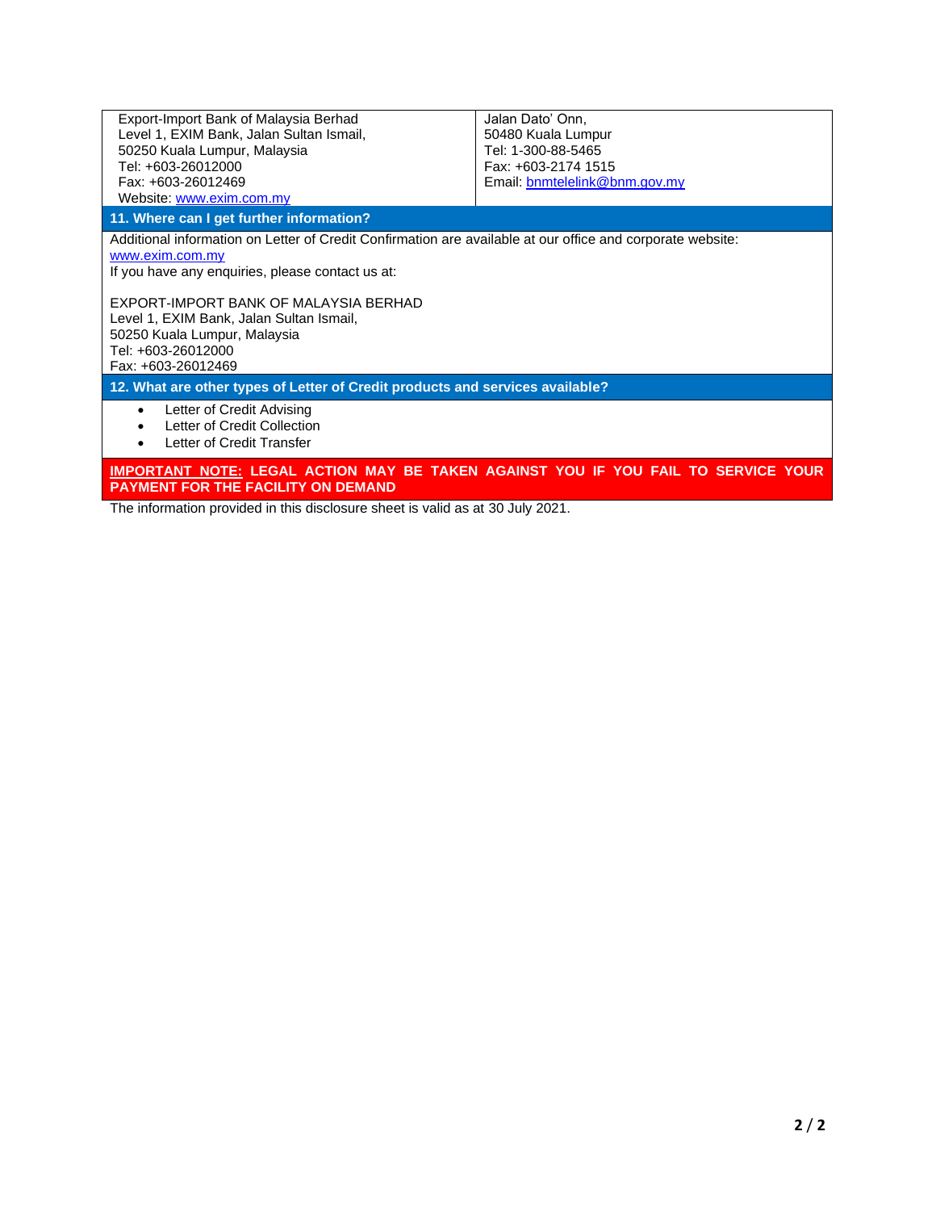| | |
|---|---|
| Export-Import Bank of Malaysia Berhad<br>Level 1, EXIM Bank, Jalan Sultan Ismail,<br>50250 Kuala Lumpur, Malaysia<br>Tel: +603-26012000<br>Fax: +603-26012469<br>Website: www.exim.com.my | Jalan Dato' Onn,<br>50480 Kuala Lumpur<br>Tel: 1-300-88-5465<br>Fax: +603-2174 1515<br>Email: bnmtelelink@bnm.gov.my |

## 11. Where can I get further information?

Additional information on Letter of Credit Confirmation are available at our office and corporate website: www.exim.com.my

If you have any enquiries, please contact us at:

EXPORT-IMPORT BANK OF MALAYSIA BERHAD
Level 1, EXIM Bank, Jalan Sultan Ismail,
50250 Kuala Lumpur, Malaysia
Tel: +603-26012000
Fax: +603-26012469

## 12. What are other types of Letter of Credit products and services available?

- Letter of Credit Advising
- Letter of Credit Collection
- Letter of Credit Transfer

**IMPORTANT NOTE: LEGAL ACTION MAY BE TAKEN AGAINST YOU IF YOU FAIL TO SERVICE YOUR PAYMENT FOR THE FACILITY ON DEMAND**

The information provided in this disclosure sheet is valid as at 30 July 2021.